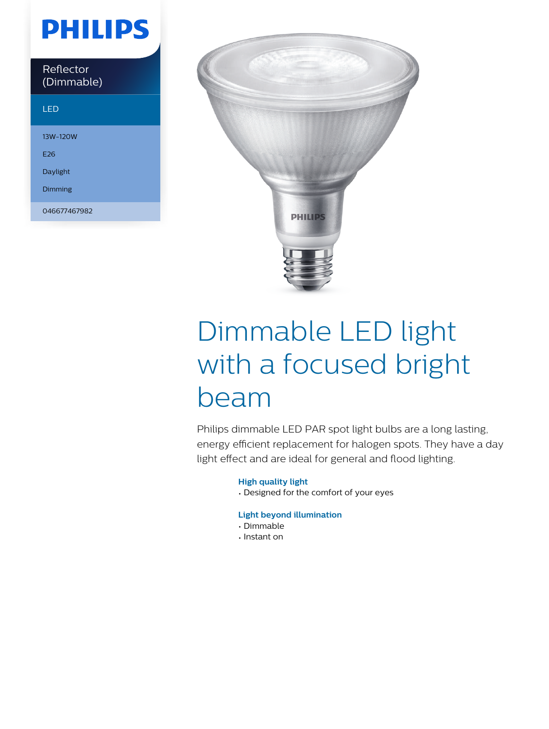PHILIPS

Reflector (Dimmable)

LED

13W-120W

E26

Daylight

Dimming

046677467982

# Dimmable LED light with a focused bright beam

Philips dimmable LED PAR spot light bulbs are a long lasting, energy efficient replacement for halogen spots. They have a day light effect and are ideal for general and flood lighting.

**High quality light**

- Designed for the comfort of your eyes

**Light beyond illumination**

- Dimmable
- Instant on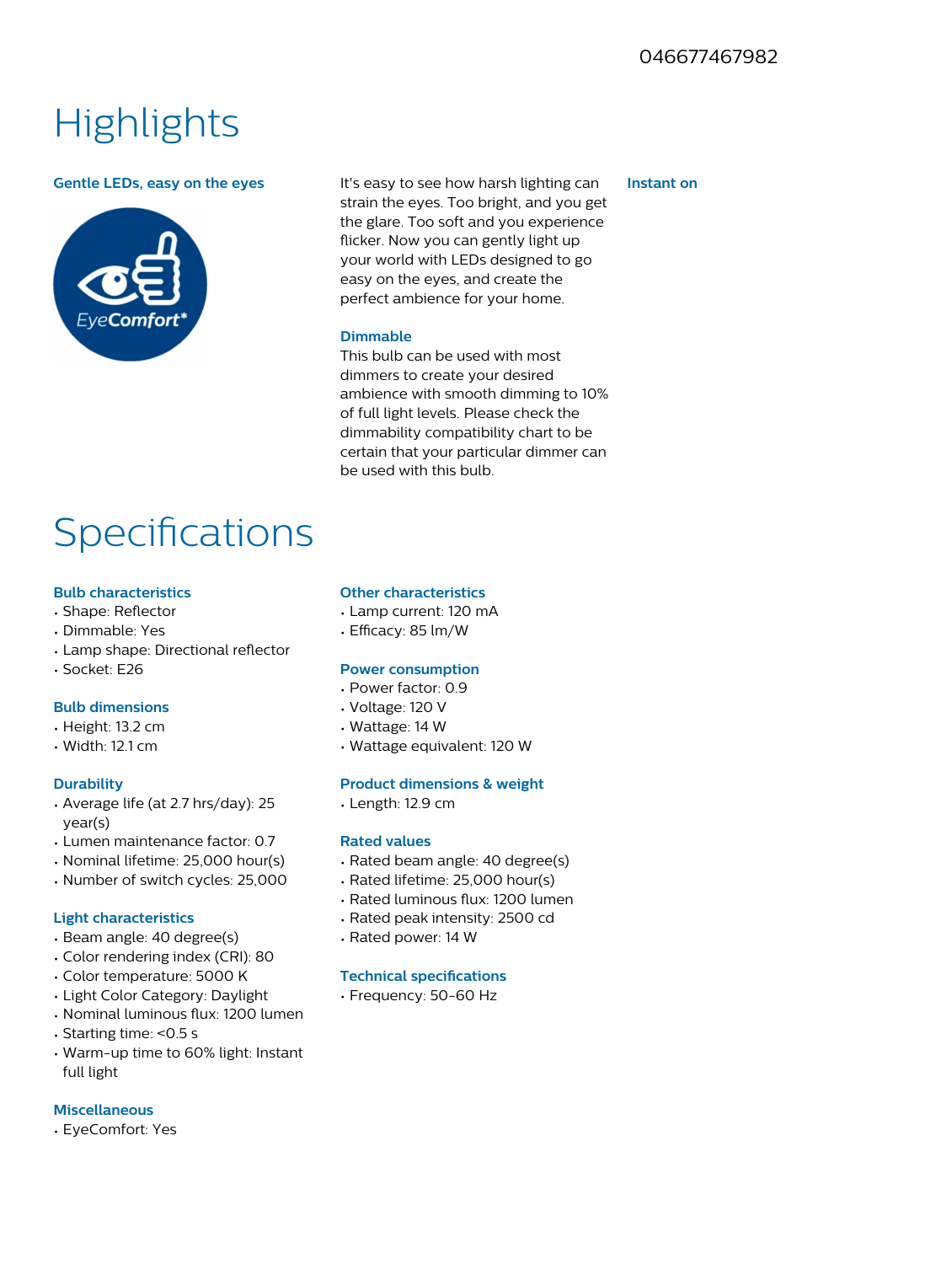046677467982

# Highlights

### Gentle LEDs, easy on the eyes

It's easy to see how harsh lighting can strain the eyes. Too bright, and you get the glare. Too soft and you experience flicker. Now you can gently light up your world with LEDs designed to go easy on the eyes, and create the perfect ambience for your home.

### Dimmable

This bulb can be used with most dimmers to create your desired ambience with smooth dimming to 10% of full light levels. Please check the dimmability compatibility chart to be certain that your particular dimmer can be used with this bulb.

### Instant on

# Specifications

### Bulb characteristics

- Shape: Reflector
- Dimmable: Yes
- Lamp shape: Directional reflector
- Socket: E26

### Bulb dimensions

- Height: 13.2 cm
- Width: 12.1 cm

### Durability

- Average life (at 2.7 hrs/day): 25 year(s)
- Lumen maintenance factor: 0.7
- Nominal lifetime: 25,000 hour(s)
- Number of switch cycles: 25,000

### Light characteristics

- Beam angle: 40 degree(s)
- Color rendering index (CRI): 80
- Color temperature: 5000 K
- Light Color Category: Daylight
- Nominal luminous flux: 1200 lumen
- Starting time: <0.5 s
- Warm-up time to 60% light: Instant full light

### Miscellaneous

- EyeComfort: Yes

### Other characteristics

- Lamp current: 120 mA
- Efficacy: 85 lm/W

### Power consumption

- Power factor: 0.9
- Voltage: 120 V
- Wattage: 14 W
- Wattage equivalent: 120 W

### Product dimensions & weight

- Length: 12.9 cm

### Rated values

- Rated beam angle: 40 degree(s)
- Rated lifetime: 25,000 hour(s)
- Rated luminous flux: 1200 lumen
- Rated peak intensity: 2500 cd
- Rated power: 14 W

### Technical specifications

- Frequency: 50-60 Hz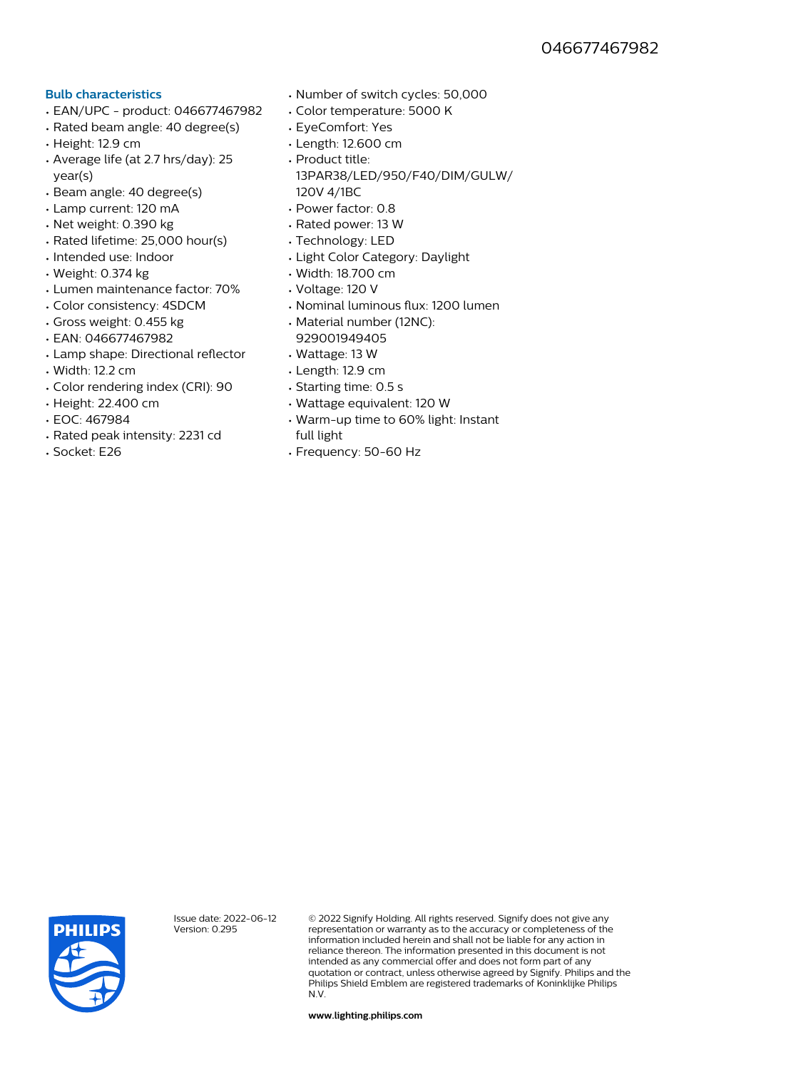## Bulb characteristics

- EAN/UPC - product: 046677467982
- Rated beam angle: 40 degree(s)
- Height: 12.9 cm
- Average life (at 2.7 hrs/day): 25 year(s)
- Beam angle: 40 degree(s)
- Lamp current: 120 mA
- Net weight: 0.390 kg
- Rated lifetime: 25,000 hour(s)
- Intended use: Indoor
- Weight: 0.374 kg
- Lumen maintenance factor: 70%
- Color consistency: 4SDCM
- Gross weight: 0.455 kg
- EAN: 046677467982
- Lamp shape: Directional reflector
- Width: 12.2 cm
- Color rendering index (CRI): 90
- Height: 22.400 cm
- EOC: 467984
- Rated peak intensity: 2231 cd
- Socket: E26
- Number of switch cycles: 50,000
- Color temperature: 5000 K
- EyeComfort: Yes
- Length: 12.600 cm
- Product title: 13PAR38/LED/950/F40/DIM/GULW/120V 4/1BC
- Power factor: 0.8
- Rated power: 13 W
- Technology: LED
- Light Color Category: Daylight
- Width: 18.700 cm
- Voltage: 120 V
- Nominal luminous flux: 1200 lumen
- Material number (12NC): 929001949405
- Wattage: 13 W
- Length: 12.9 cm
- Starting time: 0.5 s
- Wattage equivalent: 120 W
- Warm-up time to 60% light: Instant full light
- Frequency: 50-60 Hz

Issue date: 2022-06-12
Version: 0.295

© 2022 Signify Holding. All rights reserved. Signify does not give any representation or warranty as to the accuracy or completeness of the information included herein and shall not be liable for any action in reliance thereon. The information presented in this document is not intended as any commercial offer and does not form part of any quotation or contract, unless otherwise agreed by Signify. Philips and the Philips Shield Emblem are registered trademarks of Koninklijke Philips N.V.

**www.lighting.philips.com**